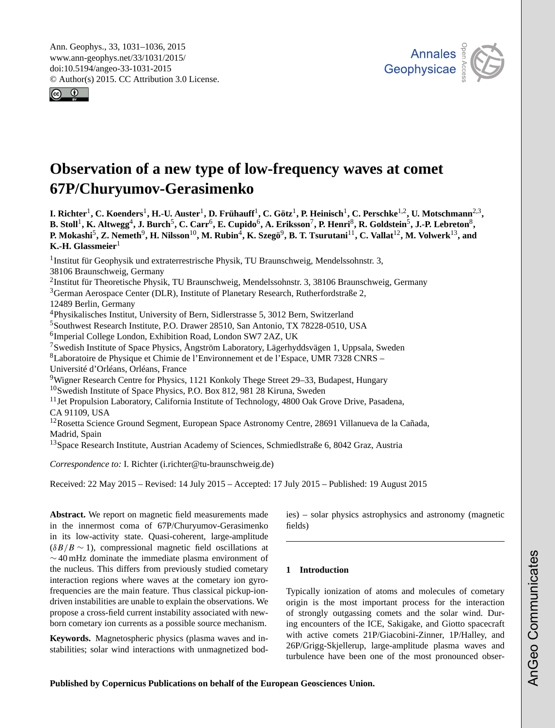# Observation of a new type of low-frequency waves at comet 67P/Churyumov-Gerasimenko

**I. Richter[1], C. Koenders[1], H.-U. Auster[1], D. Frühauff[1], C. Götz[1], P. Heinisch[1], C. Perschke[1,2], U. Motschmann[2,3], B. Stoll[1], K. Altwegg[4], J. Burch[5], C. Carr[6], E. Cupido[6], A. Eriksson[7], P. Henri[8], R. Goldstein[5], J.-P. Lebreton[8], P. Mokashi[5], Z. Nemeth[9], H. Nilsson[10], M. Rubin[4], K. Szegö[9], B. T. Tsurutani[11], C. Vallat[12], M. Volwerk[13], and K.-H. Glassmeier[1]**

[1]Institut für Geophysik und extraterrestrische Physik, TU Braunschweig, Mendelssohnstr. 3, 38106 Braunschweig, Germany
[2]Institut für Theoretische Physik, TU Braunschweig, Mendelssohnstr. 3, 38106 Braunschweig, Germany
[3]German Aerospace Center (DLR), Institute of Planetary Research, Rutherfordstraße 2, 12489 Berlin, Germany
[4]Physikalisches Institut, University of Bern, Sidlerstrasse 5, 3012 Bern, Switzerland
[5]Southwest Research Institute, P.O. Drawer 28510, San Antonio, TX 78228-0510, USA
[6]Imperial College London, Exhibition Road, London SW7 2AZ, UK
[7]Swedish Institute of Space Physics, Ångström Laboratory, Lägerhyddsvägen 1, Uppsala, Sweden
[8]Laboratoire de Physique et Chimie de l'Environnement et de l'Espace, UMR 7328 CNRS – Université d'Orléans, Orléans, France
[9]Wigner Research Centre for Physics, 1121 Konkoly Thege Street 29–33, Budapest, Hungary
[10]Swedish Institute of Space Physics, P.O. Box 812, 981 28 Kiruna, Sweden
[11]Jet Propulsion Laboratory, California Institute of Technology, 4800 Oak Grove Drive, Pasadena, CA 91109, USA
[12]Rosetta Science Ground Segment, European Space Astronomy Centre, 28691 Villanueva de la Cañada, Madrid, Spain
[13]Space Research Institute, Austrian Academy of Sciences, Schmiedlstraße 6, 8042 Graz, Austria

*Correspondence to:* I. Richter (i.richter@tu-braunschweig.de)

Received: 22 May 2015 – Revised: 14 July 2015 – Accepted: 17 July 2015 – Published: 19 August 2015

**Abstract.** We report on magnetic field measurements made in the innermost coma of 67P/Churyumov-Gerasimenko in its low-activity state. Quasi-coherent, large-amplitude ($\delta B/B \sim 1$), compressional magnetic field oscillations at $\sim 40$ mHz dominate the immediate plasma environment of the nucleus. This differs from previously studied cometary interaction regions where waves at the cometary ion gyro-frequencies are the main feature. Thus classical pickup-ion-driven instabilities are unable to explain the observations. We propose a cross-field current instability associated with new-born cometary ion currents as a possible source mechanism.

**Keywords.** Magnetospheric physics (plasma waves and instabilities; solar wind interactions with unmagnetized bodies) – solar physics astrophysics and astronomy (magnetic fields)

## 1 Introduction

Typically ionization of atoms and molecules of cometary origin is the most important process for the interaction of strongly outgassing comets and the solar wind. During encounters of the ICE, Sakigake, and Giotto spacecraft with active comets 21P/Giacobini-Zinner, 1P/Halley, and 26P/Grigg-Skjellerup, large-amplitude plasma waves and turbulence have been one of the most pronounced obser-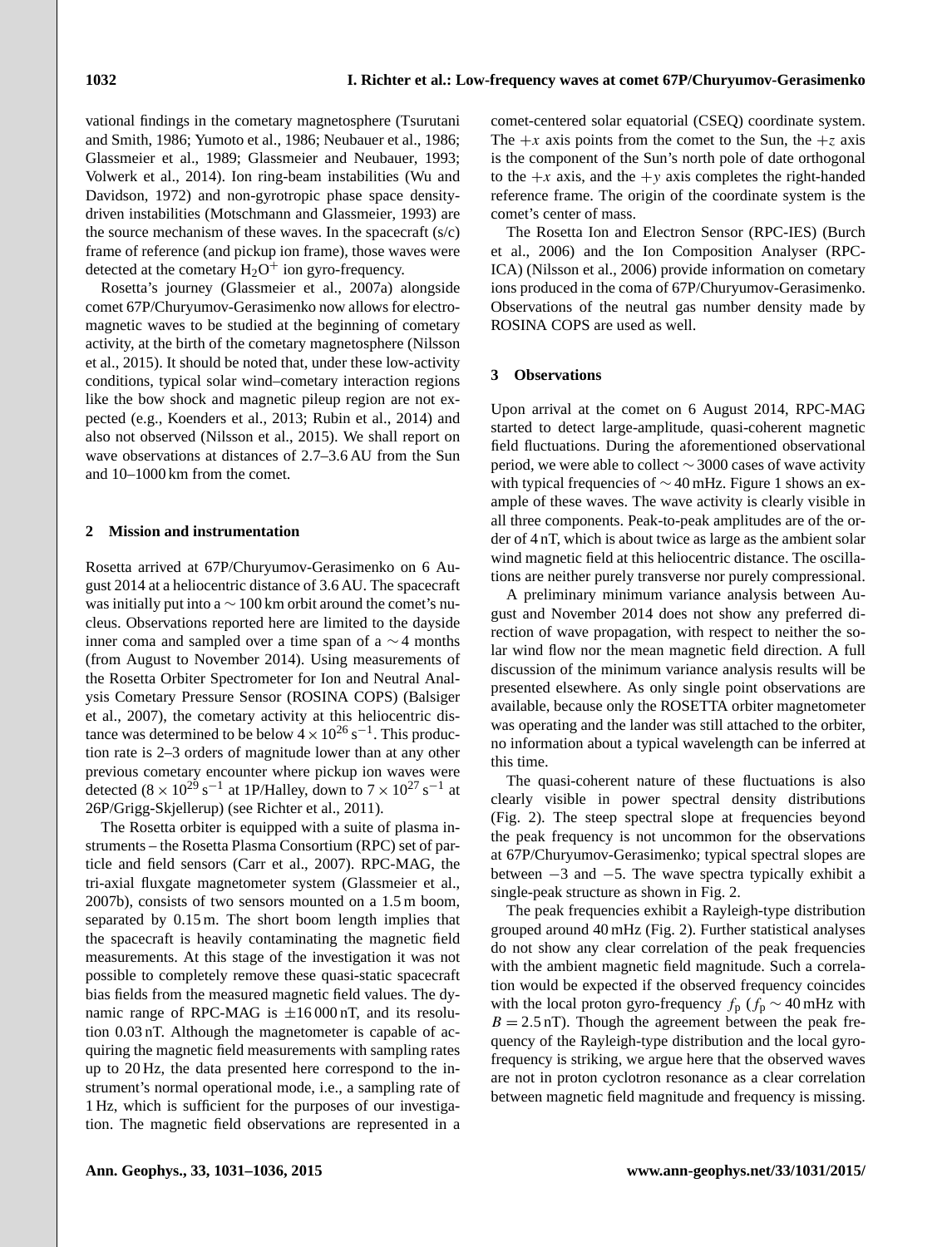vational findings in the cometary magnetosphere (Tsurutani and Smith, 1986; Yumoto et al., 1986; Neubauer et al., 1986; Glassmeier et al., 1989; Glassmeier and Neubauer, 1993; Volwerk et al., 2014). Ion ring-beam instabilities (Wu and Davidson, 1972) and non-gyrotropic phase space density-driven instabilities (Motschmann and Glassmeier, 1993) are the source mechanism of these waves. In the spacecraft (s/c) frame of reference (and pickup ion frame), those waves were detected at the cometary $H_2O^+$ ion gyro-frequency.

Rosetta's journey (Glassmeier et al., 2007a) alongside comet 67P/Churyumov-Gerasimenko now allows for electromagnetic waves to be studied at the beginning of cometary activity, at the birth of the cometary magnetosphere (Nilsson et al., 2015). It should be noted that, under these low-activity conditions, typical solar wind–cometary interaction regions like the bow shock and magnetic pileup region are not expected (e.g., Koenders et al., 2013; Rubin et al., 2014) and also not observed (Nilsson et al., 2015). We shall report on wave observations at distances of 2.7–3.6 AU from the Sun and 10–1000 km from the comet.

## 2 Mission and instrumentation

Rosetta arrived at 67P/Churyumov-Gerasimenko on 6 August 2014 at a heliocentric distance of 3.6 AU. The spacecraft was initially put into a $\sim 100$ km orbit around the comet's nucleus. Observations reported here are limited to the dayside inner coma and sampled over a time span of a $\sim 4$ months (from August to November 2014). Using measurements of the Rosetta Orbiter Spectrometer for Ion and Neutral Analysis Cometary Pressure Sensor (ROSINA COPS) (Balsiger et al., 2007), the cometary activity at this heliocentric distance was determined to be below $4 \times 10^{26}\,\mathrm{s}^{-1}$. This production rate is 2–3 orders of magnitude lower than at any other previous cometary encounter where pickup ion waves were detected ($8 \times 10^{29}\,\mathrm{s}^{-1}$ at 1P/Halley, down to $7 \times 10^{27}\,\mathrm{s}^{-1}$ at 26P/Grigg-Skjellerup) (see Richter et al., 2011).

The Rosetta orbiter is equipped with a suite of plasma instruments – the Rosetta Plasma Consortium (RPC) set of particle and field sensors (Carr et al., 2007). RPC-MAG, the tri-axial fluxgate magnetometer system (Glassmeier et al., 2007b), consists of two sensors mounted on a 1.5 m boom, separated by 0.15 m. The short boom length implies that the spacecraft is heavily contaminating the magnetic field measurements. At this stage of the investigation it was not possible to completely remove these quasi-static spacecraft bias fields from the measured magnetic field values. The dynamic range of RPC-MAG is $\pm 16\,000$ nT, and its resolution 0.03 nT. Although the magnetometer is capable of acquiring the magnetic field measurements with sampling rates up to 20 Hz, the data presented here correspond to the instrument's normal operational mode, i.e., a sampling rate of 1 Hz, which is sufficient for the purposes of our investigation. The magnetic field observations are represented in a comet-centered solar equatorial (CSEQ) coordinate system. The $+x$ axis points from the comet to the Sun, the $+z$ axis is the component of the Sun's north pole of date orthogonal to the $+x$ axis, and the $+y$ axis completes the right-handed reference frame. The origin of the coordinate system is the comet's center of mass.

The Rosetta Ion and Electron Sensor (RPC-IES) (Burch et al., 2006) and the Ion Composition Analyser (RPC-ICA) (Nilsson et al., 2006) provide information on cometary ions produced in the coma of 67P/Churyumov-Gerasimenko. Observations of the neutral gas number density made by ROSINA COPS are used as well.

## 3 Observations

Upon arrival at the comet on 6 August 2014, RPC-MAG started to detect large-amplitude, quasi-coherent magnetic field fluctuations. During the aforementioned observational period, we were able to collect $\sim 3000$ cases of wave activity with typical frequencies of $\sim 40$ mHz. Figure 1 shows an example of these waves. The wave activity is clearly visible in all three components. Peak-to-peak amplitudes are of the order of 4 nT, which is about twice as large as the ambient solar wind magnetic field at this heliocentric distance. The oscillations are neither purely transverse nor purely compressional.

A preliminary minimum variance analysis between August and November 2014 does not show any preferred direction of wave propagation, with respect to neither the solar wind flow nor the mean magnetic field direction. A full discussion of the minimum variance analysis results will be presented elsewhere. As only single point observations are available, because only the ROSETTA orbiter magnetometer was operating and the lander was still attached to the orbiter, no information about a typical wavelength can be inferred at this time.

The quasi-coherent nature of these fluctuations is also clearly visible in power spectral density distributions (Fig. 2). The steep spectral slope at frequencies beyond the peak frequency is not uncommon for the observations at 67P/Churyumov-Gerasimenko; typical spectral slopes are between $-3$ and $-5$. The wave spectra typically exhibit a single-peak structure as shown in Fig. 2.

The peak frequencies exhibit a Rayleigh-type distribution grouped around 40 mHz (Fig. 2). Further statistical analyses do not show any clear correlation of the peak frequencies with the ambient magnetic field magnitude. Such a correlation would be expected if the observed frequency coincides with the local proton gyro-frequency $f_\mathrm{p}$ ($f_\mathrm{p} \sim 40$ mHz with $B = 2.5$ nT). Though the agreement between the peak frequency of the Rayleigh-type distribution and the local gyro-frequency is striking, we argue here that the observed waves are not in proton cyclotron resonance as a clear correlation between magnetic field magnitude and frequency is missing.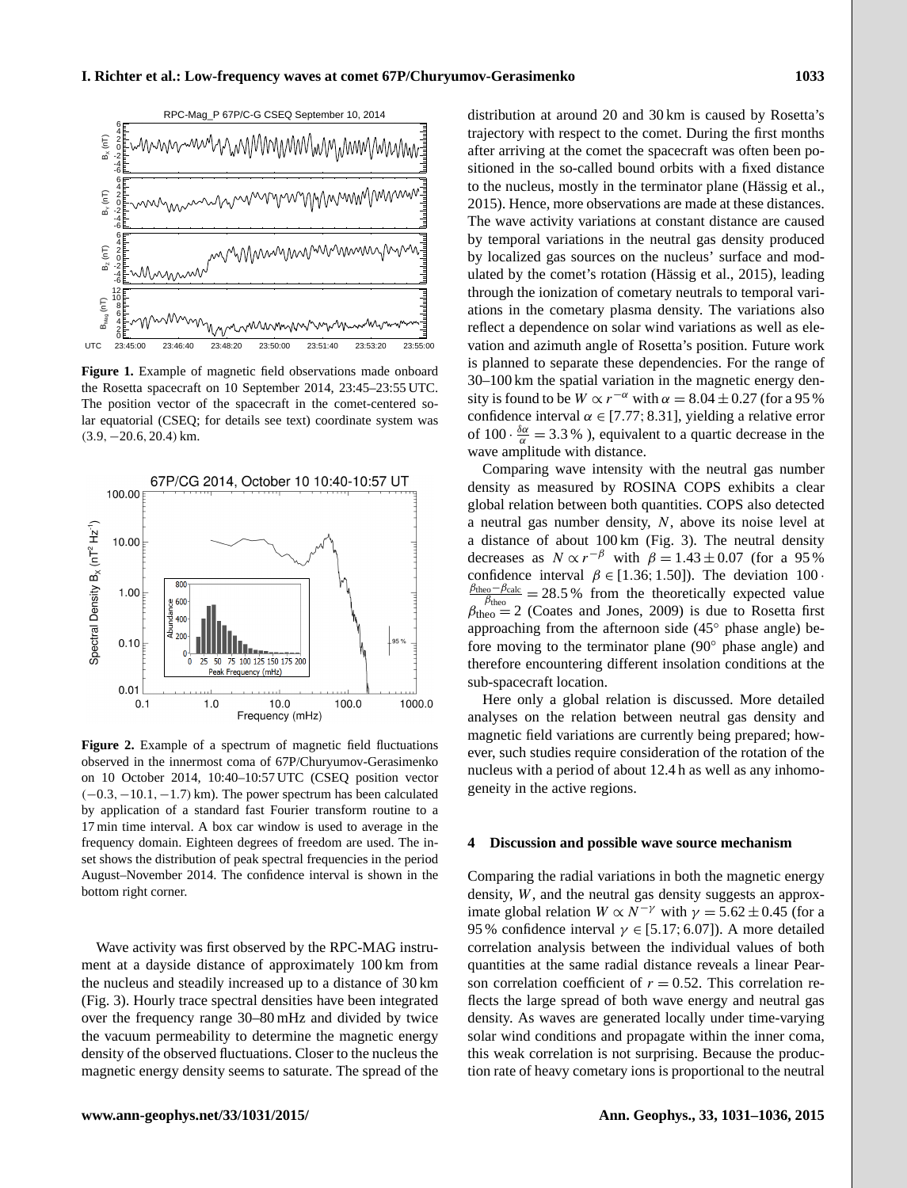**Figure 1.** Example of magnetic field observations made onboard the Rosetta spacecraft on 10 September 2014, 23:45–23:55 UTC. The position vector of the spacecraft in the comet-centered solar equatorial (CSEQ; for details see text) coordinate system was $(3.9, -20.6, 20.4)$ km.

**Figure 2.** Example of a spectrum of magnetic field fluctuations observed in the innermost coma of 67P/Churyumov-Gerasimenko on 10 October 2014, 10:40–10:57 UTC (CSEQ position vector $(-0.3, -10.1, -1.7)$ km). The power spectrum has been calculated by application of a standard fast Fourier transform routine to a 17 min time interval. A box car window is used to average in the frequency domain. Eighteen degrees of freedom are used. The inset shows the distribution of peak spectral frequencies in the period August–November 2014. The confidence interval is shown in the bottom right corner.

Wave activity was first observed by the RPC-MAG instrument at a dayside distance of approximately 100 km from the nucleus and steadily increased up to a distance of 30 km (Fig. 3). Hourly trace spectral densities have been integrated over the frequency range 30–80 mHz and divided by twice the vacuum permeability to determine the magnetic energy density of the observed fluctuations. Closer to the nucleus the magnetic energy density seems to saturate. The spread of the distribution at around 20 and 30 km is caused by Rosetta's trajectory with respect to the comet. During the first months after arriving at the comet the spacecraft was often been positioned in the so-called bound orbits with a fixed distance to the nucleus, mostly in the terminator plane (Hässig et al., 2015). Hence, more observations are made at these distances. The wave activity variations at constant distance are caused by temporal variations in the neutral gas density produced by localized gas sources on the nucleus' surface and modulated by the comet's rotation (Hässig et al., 2015), leading through the ionization of cometary neutrals to temporal variations in the cometary plasma density. The variations also reflect a dependence on solar wind variations as well as elevation and azimuth angle of Rosetta's position. Future work is planned to separate these dependencies. For the range of 30–100 km the spatial variation in the magnetic energy density is found to be $W \propto r^{-\alpha}$ with $\alpha = 8.04 \pm 0.27$ (for a 95 % confidence interval $\alpha \in [7.77; 8.31]$, yielding a relative error of $100 \cdot \frac{\delta\alpha}{\alpha} = 3.3\,\%$ ), equivalent to a quartic decrease in the wave amplitude with distance.

Comparing wave intensity with the neutral gas number density as measured by ROSINA COPS exhibits a clear global relation between both quantities. COPS also detected a neutral gas number density, $N$, above its noise level at a distance of about 100 km (Fig. 3). The neutral density decreases as $N \propto r^{-\beta}$ with $\beta = 1.43 \pm 0.07$ (for a 95 % confidence interval $\beta \in [1.36; 1.50]$). The deviation $100 \cdot \frac{\beta_{\text{theo}} - \beta_{\text{calc}}}{\beta_{\text{theo}}} = 28.5\,\%$ from the theoretically expected value $\beta_{\text{theo}} = 2$ (Coates and Jones, 2009) is due to Rosetta first approaching from the afternoon side (45° phase angle) before moving to the terminator plane (90° phase angle) and therefore encountering different insolation conditions at the sub-spacecraft location.

Here only a global relation is discussed. More detailed analyses on the relation between neutral gas density and magnetic field variations are currently being prepared; however, such studies require consideration of the rotation of the nucleus with a period of about 12.4 h as well as any inhomogeneity in the active regions.

## 4 Discussion and possible wave source mechanism

Comparing the radial variations in both the magnetic energy density, $W$, and the neutral gas density suggests an approximate global relation $W \propto N^{-\gamma}$ with $\gamma = 5.62 \pm 0.45$ (for a 95 % confidence interval $\gamma \in [5.17; 6.07]$). A more detailed correlation analysis between the individual values of both quantities at the same radial distance reveals a linear Pearson correlation coefficient of $r = 0.52$. This correlation reflects the large spread of both wave energy and neutral gas density. As waves are generated locally under time-varying solar wind conditions and propagate within the inner coma, this weak correlation is not surprising. Because the production rate of heavy cometary ions is proportional to the neutral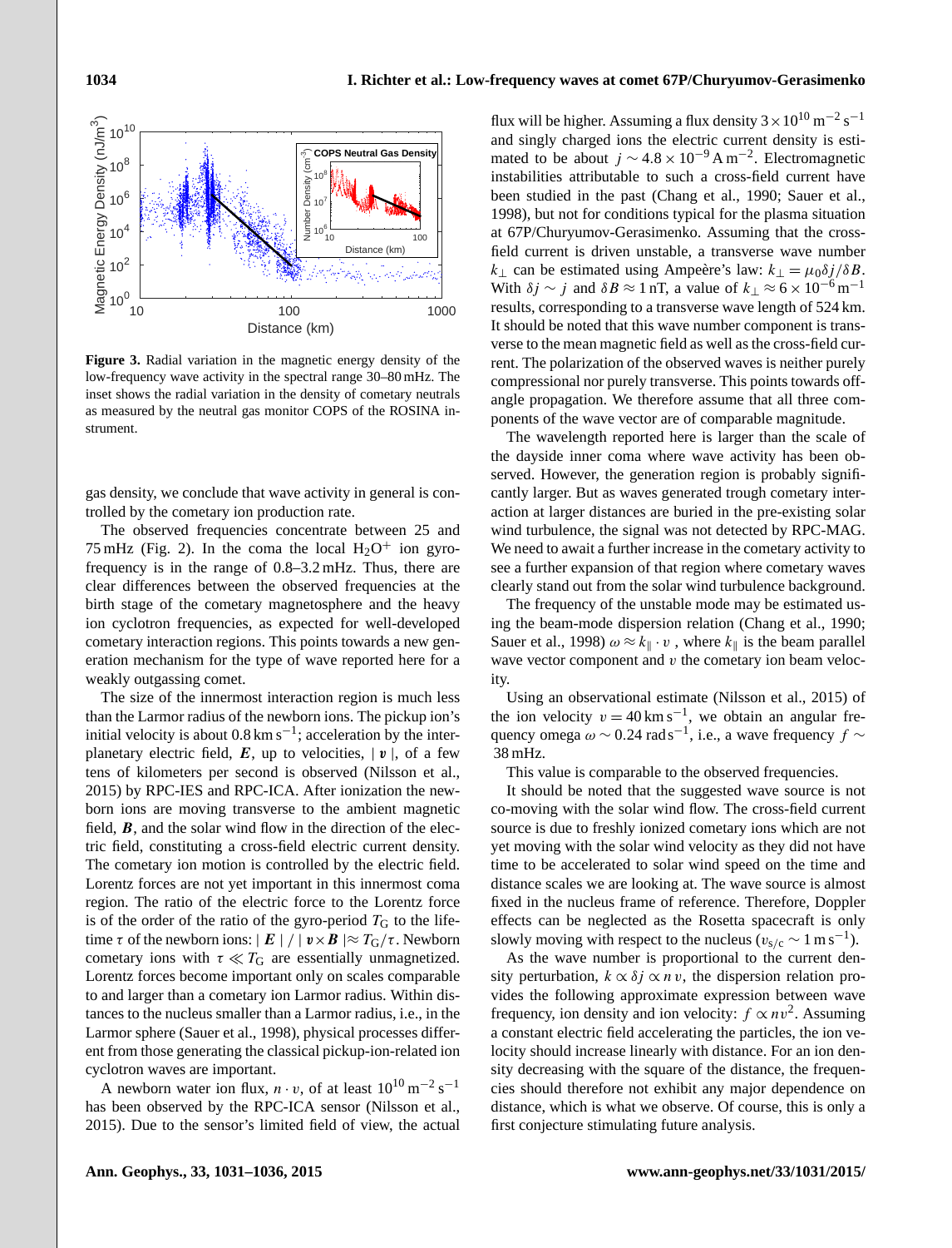**Figure 3.** Radial variation in the magnetic energy density of the low-frequency wave activity in the spectral range 30–80 mHz. The inset shows the radial variation in the density of cometary neutrals as measured by the neutral gas monitor COPS of the ROSINA instrument.

gas density, we conclude that wave activity in general is controlled by the cometary ion production rate.

The observed frequencies concentrate between 25 and 75 mHz (Fig. 2). In the coma the local $H_2O^+$ ion gyrofrequency is in the range of 0.8–3.2 mHz. Thus, there are clear differences between the observed frequencies at the birth stage of the cometary magnetosphere and the heavy ion cyclotron frequencies, as expected for well-developed cometary interaction regions. This points towards a new generation mechanism for the type of wave reported here for a weakly outgassing comet.

The size of the innermost interaction region is much less than the Larmor radius of the newborn ions. The pickup ion's initial velocity is about $0.8\,\mathrm{km\,s^{-1}}$; acceleration by the interplanetary electric field, $\boldsymbol{E}$, up to velocities, $|\,\boldsymbol{v}\,|$, of a few tens of kilometers per second is observed (Nilsson et al., 2015) by RPC-IES and RPC-ICA. After ionization the newborn ions are moving transverse to the ambient magnetic field, $\boldsymbol{B}$, and the solar wind flow in the direction of the electric field, constituting a cross-field electric current density. The cometary ion motion is controlled by the electric field. Lorentz forces are not yet important in this innermost coma region. The ratio of the electric force to the Lorentz force is of the order of the ratio of the gyro-period $T_{\mathrm{G}}$ to the lifetime $\tau$ of the newborn ions: $|\,\boldsymbol{E}\,| / |\,\boldsymbol{v} \times \boldsymbol{B}\,| \approx T_{\mathrm{G}}/\tau$. Newborn cometary ions with $\tau \ll T_{\mathrm{G}}$ are essentially unmagnetized. Lorentz forces become important only on scales comparable to and larger than a cometary ion Larmor radius. Within distances to the nucleus smaller than a Larmor radius, i.e., in the Larmor sphere (Sauer et al., 1998), physical processes different from those generating the classical pickup-ion-related ion cyclotron waves are important.

A newborn water ion flux, $n \cdot v$, of at least $10^{10}\,\mathrm{m^{-2}\,s^{-1}}$ has been observed by the RPC-ICA sensor (Nilsson et al., 2015). Due to the sensor's limited field of view, the actual flux will be higher. Assuming a flux density $3 \times 10^{10}\,\mathrm{m^{-2}\,s^{-1}}$ and singly charged ions the electric current density is estimated to be about $j \sim 4.8 \times 10^{-9}\,\mathrm{A\,m^{-2}}$. Electromagnetic instabilities attributable to such a cross-field current have been studied in the past (Chang et al., 1990; Sauer et al., 1998), but not for conditions typical for the plasma situation at 67P/Churyumov-Gerasimenko. Assuming that the cross-field current is driven unstable, a transverse wave number $k_\perp$ can be estimated using Ampeère's law: $k_\perp = \mu_0 \delta j / \delta B$. With $\delta j \sim j$ and $\delta B \approx 1\,\mathrm{nT}$, a value of $k_\perp \approx 6 \times 10^{-6}\,\mathrm{m^{-1}}$ results, corresponding to a transverse wave length of 524 km. It should be noted that this wave number component is transverse to the mean magnetic field as well as the cross-field current. The polarization of the observed waves is neither purely compressional nor purely transverse. This points towards off-angle propagation. We therefore assume that all three components of the wave vector are of comparable magnitude.

The wavelength reported here is larger than the scale of the dayside inner coma where wave activity has been observed. However, the generation region is probably significantly larger. But as waves generated trough cometary interaction at larger distances are buried in the pre-existing solar wind turbulence, the signal was not detected by RPC-MAG. We need to await a further increase in the cometary activity to see a further expansion of that region where cometary waves clearly stand out from the solar wind turbulence background.

The frequency of the unstable mode may be estimated using the beam-mode dispersion relation (Chang et al., 1990; Sauer et al., 1998) $\omega \approx k_\parallel \cdot v$ , where $k_\parallel$ is the beam parallel wave vector component and $v$ the cometary ion beam velocity.

Using an observational estimate (Nilsson et al., 2015) of the ion velocity $v = 40\,\mathrm{km\,s^{-1}}$, we obtain an angular frequency omega $\omega \sim 0.24\,\mathrm{rad\,s^{-1}}$, i.e., a wave frequency $f \sim 38\,\mathrm{mHz}$.

This value is comparable to the observed frequencies.

It should be noted that the suggested wave source is not co-moving with the solar wind flow. The cross-field current source is due to freshly ionized cometary ions which are not yet moving with the solar wind velocity as they did not have time to be accelerated to solar wind speed on the time and distance scales we are looking at. The wave source is almost fixed in the nucleus frame of reference. Therefore, Doppler effects can be neglected as the Rosetta spacecraft is only slowly moving with respect to the nucleus ($v_{\mathrm{s/c}} \sim 1\,\mathrm{m\,s^{-1}}$).

As the wave number is proportional to the current density perturbation, $k \propto \delta j \propto n\,v$, the dispersion relation provides the following approximate expression between wave frequency, ion density and ion velocity: $f \propto n v^2$. Assuming a constant electric field accelerating the particles, the ion velocity should increase linearly with distance. For an ion density decreasing with the square of the distance, the frequencies should therefore not exhibit any major dependence on distance, which is what we observe. Of course, this is only a first conjecture stimulating future analysis.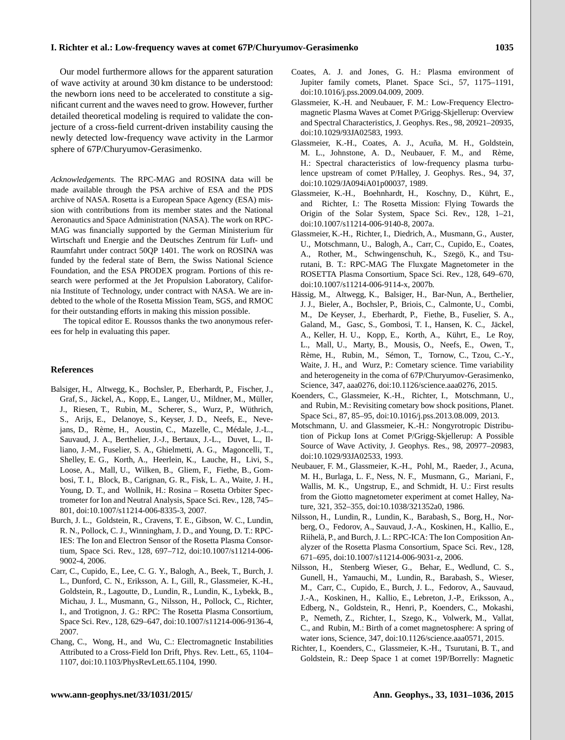Our model furthermore allows for the apparent saturation of wave activity at around 30 km distance to be understood: the newborn ions need to be accelerated to constitute a significant current and the waves need to grow. However, further detailed theoretical modeling is required to validate the conjecture of a cross-field current-driven instability causing the newly detected low-frequency wave activity in the Larmor sphere of 67P/Churyumov-Gerasimenko.

*Acknowledgements.* The RPC-MAG and ROSINA data will be made available through the PSA archive of ESA and the PDS archive of NASA. Rosetta is a European Space Agency (ESA) mission with contributions from its member states and the National Aeronautics and Space Administration (NASA). The work on RPC-MAG was financially supported by the German Ministerium für Wirtschaft und Energie and the Deutsches Zentrum für Luft- und Raumfahrt under contract 50QP 1401. The work on ROSINA was funded by the federal state of Bern, the Swiss National Science Foundation, and the ESA PRODEX program. Portions of this research were performed at the Jet Propulsion Laboratory, California Institute of Technology, under contract with NASA. We are indebted to the whole of the Rosetta Mission Team, SGS, and RMOC for their outstanding efforts in making this mission possible.

The topical editor E. Roussos thanks the two anonymous referees for help in evaluating this paper.

## References

Balsiger, H., Altwegg, K., Bochsler, P., Eberhardt, P., Fischer, J., Graf, S., Jäckel, A., Kopp, E., Langer, U., Mildner, M., Müller, J., Riesen, T., Rubin, M., Scherer, S., Wurz, P., Wüthrich, S., Arijs, E., Delanoye, S., Keyser, J. D., Neefs, E., Nevejans, D., Rème, H., Aoustin, C., Mazelle, C., Médale, J.-L., Sauvaud, J. A., Berthelier, J.-J., Bertaux, J.-L., Duvet, L., Illiano, J.-M., Fuselier, S. A., Ghielmetti, A. G., Magoncelli, T., Shelley, E. G., Korth, A., Heerlein, K., Lauche, H., Livi, S., Loose, A., Mall, U., Wilken, B., Gliem, F., Fiethe, B., Gombosi, T. I., Block, B., Carignan, G. R., Fisk, L. A., Waite, J. H., Young, D. T., and Wollnik, H.: Rosina – Rosetta Orbiter Spectrometer for Ion and Neutral Analysis, Space Sci. Rev., 128, 745–801, doi:10.1007/s11214-006-8335-3, 2007.

Burch, J. L., Goldstein, R., Cravens, T. E., Gibson, W. C., Lundin, R. N., Pollock, C. J., Winningham, J. D., and Young, D. T.: RPC-IES: The Ion and Electron Sensor of the Rosetta Plasma Consortium, Space Sci. Rev., 128, 697–712, doi:10.1007/s11214-006-9002-4, 2006.

Carr, C., Cupido, E., Lee, C. G. Y., Balogh, A., Beek, T., Burch, J. L., Dunford, C. N., Eriksson, A. I., Gill, R., Glassmeier, K.-H., Goldstein, R., Lagoutte, D., Lundin, R., Lundin, K., Lybekk, B., Michau, J. L., Musmann, G., Nilsson, H., Pollock, C., Richter, I., and Trotignon, J. G.: RPC: The Rosetta Plasma Consortium, Space Sci. Rev., 128, 629–647, doi:10.1007/s11214-006-9136-4, 2007.

Chang, C., Wong, H., and Wu, C.: Electromagnetic Instabilities Attributed to a Cross-Field Ion Drift, Phys. Rev. Lett., 65, 1104–1107, doi:10.1103/PhysRevLett.65.1104, 1990.

Coates, A. J. and Jones, G. H.: Plasma environment of Jupiter family comets, Planet. Space Sci., 57, 1175–1191, doi:10.1016/j.pss.2009.04.009, 2009.

Glassmeier, K.-H. and Neubauer, F. M.: Low-Frequency Electromagnetic Plasma Waves at Comet P/Grigg-Skjellerup: Overview and Spectral Characteristics, J. Geophys. Res., 98, 20921–20935, doi:10.1029/93JA02583, 1993.

Glassmeier, K.-H., Coates, A. J., Acuña, M. H., Goldstein, M. L., Johnstone, A. D., Neubauer, F. M., and Rème, H.: Spectral characteristics of low-frequency plasma turbulence upstream of comet P/Halley, J. Geophys. Res., 94, 37, doi:10.1029/JA094iA01p00037, 1989.

Glassmeier, K.-H., Boehnhardt, H., Koschny, D., Kührt, E., and Richter, I.: The Rosetta Mission: Flying Towards the Origin of the Solar System, Space Sci. Rev., 128, 1–21, doi:10.1007/s11214-006-9140-8, 2007a.

Glassmeier, K.-H., Richter, I., Diedrich, A., Musmann, G., Auster, U., Motschmann, U., Balogh, A., Carr, C., Cupido, E., Coates, A., Rother, M., Schwingenschuh, K., Szegö, K., and Tsurutani, B. T.: RPC-MAG The Fluxgate Magnetometer in the ROSETTA Plasma Consortium, Space Sci. Rev., 128, 649–670, doi:10.1007/s11214-006-9114-x, 2007b.

Hässig, M., Altwegg, K., Balsiger, H., Bar-Nun, A., Berthelier, J. J., Bieler, A., Bochsler, P., Briois, C., Calmonte, U., Combi, M., De Keyser, J., Eberhardt, P., Fiethe, B., Fuselier, S. A., Galand, M., Gasc, S., Gombosi, T. I., Hansen, K. C., Jäckel, A., Keller, H. U., Kopp, E., Korth, A., Kührt, E., Le Roy, L., Mall, U., Marty, B., Mousis, O., Neefs, E., Owen, T., Rème, H., Rubin, M., Sémon, T., Tornow, C., Tzou, C.-Y., Waite, J. H., and Wurz, P.: Cometary science. Time variability and heterogeneity in the coma of 67P/Churyumov-Gerasimenko, Science, 347, aaa0276, doi:10.1126/science.aaa0276, 2015.

Koenders, C., Glassmeier, K.-H., Richter, I., Motschmann, U., and Rubin, M.: Revisiting cometary bow shock positions, Planet. Space Sci., 87, 85–95, doi:10.1016/j.pss.2013.08.009, 2013.

Motschmann, U. and Glassmeier, K.-H.: Nongyrotropic Distribution of Pickup Ions at Comet P/Grigg-Skjellerup: A Possible Source of Wave Activity, J. Geophys. Res., 98, 20977–20983, doi:10.1029/93JA02533, 1993.

Neubauer, F. M., Glassmeier, K.-H., Pohl, M., Raeder, J., Acuna, M. H., Burlaga, L. F., Ness, N. F., Musmann, G., Mariani, F., Wallis, M. K., Ungstrup, E., and Schmidt, H. U.: First results from the Giotto magnetometer experiment at comet Halley, Nature, 321, 352–355, doi:10.1038/321352a0, 1986.

Nilsson, H., Lundin, R., Lundin, K., Barabash, S., Borg, H., Norberg, O., Fedorov, A., Sauvaud, J.-A., Koskinen, H., Kallio, E., Riihelä, P., and Burch, J. L.: RPC-ICA: The Ion Composition Analyzer of the Rosetta Plasma Consortium, Space Sci. Rev., 128, 671–695, doi:10.1007/s11214-006-9031-z, 2006.

Nilsson, H., Stenberg Wieser, G., Behar, E., Wedlund, C. S., Gunell, H., Yamauchi, M., Lundin, R., Barabash, S., Wieser, M., Carr, C., Cupido, E., Burch, J. L., Fedorov, A., Sauvaud, J.-A., Koskinen, H., Kallio, E., Lebreton, J.-P., Eriksson, A., Edberg, N., Goldstein, R., Henri, P., Koenders, C., Mokashi, P., Nemeth, Z., Richter, I., Szego, K., Volwerk, M., Vallat, C., and Rubin, M.: Birth of a comet magnetosphere: A spring of water ions, Science, 347, doi:10.1126/science.aaa0571, 2015.

Richter, I., Koenders, C., Glassmeier, K.-H., Tsurutani, B. T., and Goldstein, R.: Deep Space 1 at comet 19P/Borrelly: Magnetic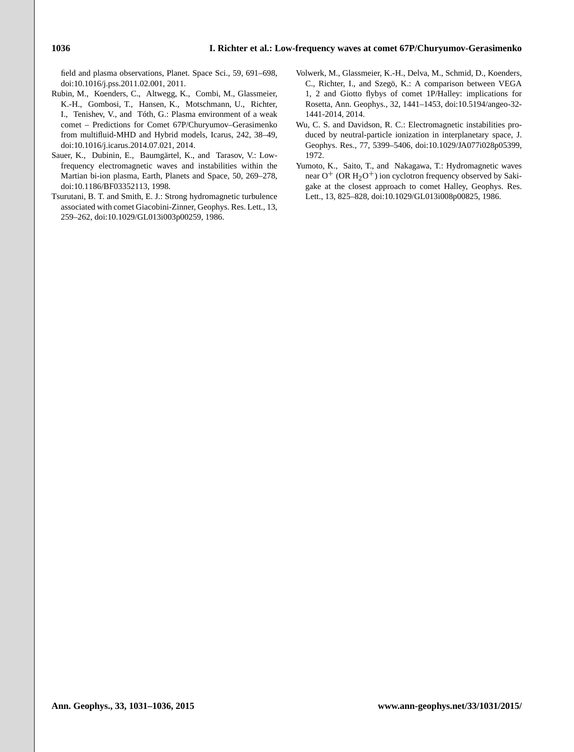field and plasma observations, Planet. Space Sci., 59, 691–698, doi:10.1016/j.pss.2011.02.001, 2011.

Rubin, M., Koenders, C., Altwegg, K., Combi, M., Glassmeier, K.-H., Gombosi, T., Hansen, K., Motschmann, U., Richter, I., Tenishev, V., and Tóth, G.: Plasma environment of a weak comet – Predictions for Comet 67P/Churyumov–Gerasimenko from multifluid-MHD and Hybrid models, Icarus, 242, 38–49, doi:10.1016/j.icarus.2014.07.021, 2014.

Sauer, K., Dubinin, E., Baumgärtel, K., and Tarasov, V.: Low-frequency electromagnetic waves and instabilities within the Martian bi-ion plasma, Earth, Planets and Space, 50, 269–278, doi:10.1186/BF03352113, 1998.

Tsurutani, B. T. and Smith, E. J.: Strong hydromagnetic turbulence associated with comet Giacobini-Zinner, Geophys. Res. Lett., 13, 259–262, doi:10.1029/GL013i003p00259, 1986.

Volwerk, M., Glassmeier, K.-H., Delva, M., Schmid, D., Koenders, C., Richter, I., and Szegö, K.: A comparison between VEGA 1, 2 and Giotto flybys of comet 1P/Halley: implications for Rosetta, Ann. Geophys., 32, 1441–1453, doi:10.5194/angeo-32-1441-2014, 2014.

Wu, C. S. and Davidson, R. C.: Electromagnetic instabilities produced by neutral-particle ionization in interplanetary space, J. Geophys. Res., 77, 5399–5406, doi:10.1029/JA077i028p05399, 1972.

Yumoto, K., Saito, T., and Nakagawa, T.: Hydromagnetic waves near $O^+$ (OR $H_2O^+$) ion cyclotron frequency observed by Sakigake at the closest approach to comet Halley, Geophys. Res. Lett., 13, 825–828, doi:10.1029/GL013i008p00825, 1986.